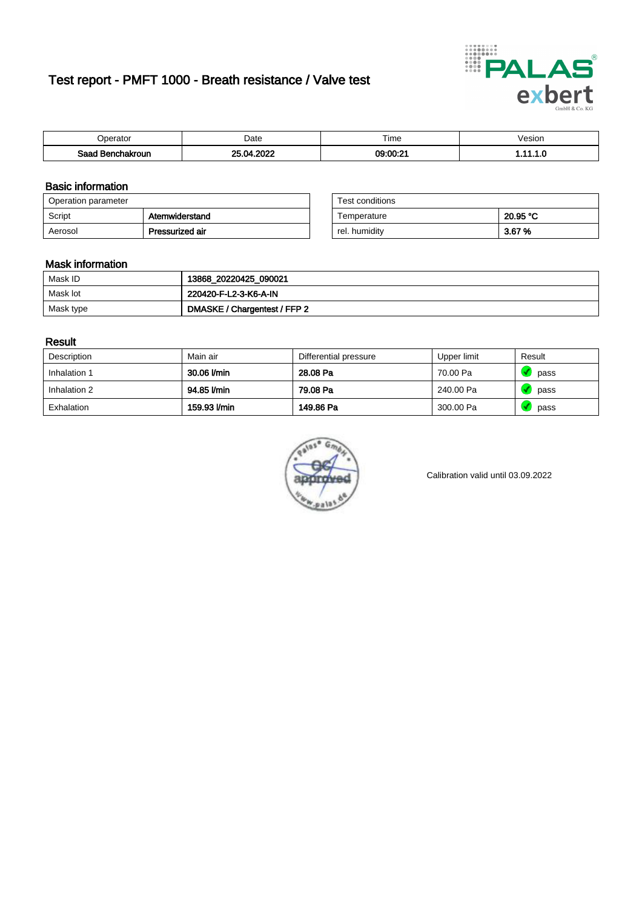# Test report - PMFT 1000 - Breath resistance / Valve test

| Operator | Date | Time | Vesion |
| --- | --- | --- | --- |
| **Saad Benchakroun** | **25.04.2022** | **09:00:21** | **1.11.1.0** |

## Basic information

| Operation parameter | |
| --- | --- |
| Script | **Atemwiderstand** |
| Aerosol | **Pressurized air** |

| Test conditions | |
| --- | --- |
| Temperature | **20.95 °C** |
| rel. humidity | **3.67 %** |

## Mask information

| | |
| --- | --- |
| Mask ID | **13868_20220425_090021** |
| Mask lot | **220420-F-L2-3-K6-A-IN** |
| Mask type | **DMASKE / Chargentest / FFP 2** |

## Result

| Description | Main air | Differential pressure | Upper limit | Result |
| --- | --- | --- | --- | --- |
| Inhalation 1 | **30.06 l/min** | **28.08 Pa** | 70.00 Pa | pass |
| Inhalation 2 | **94.85 l/min** | **79.08 Pa** | 240.00 Pa | pass |
| Exhalation | **159.93 l/min** | **149.86 Pa** | 300.00 Pa | pass |

Calibration valid until 03.09.2022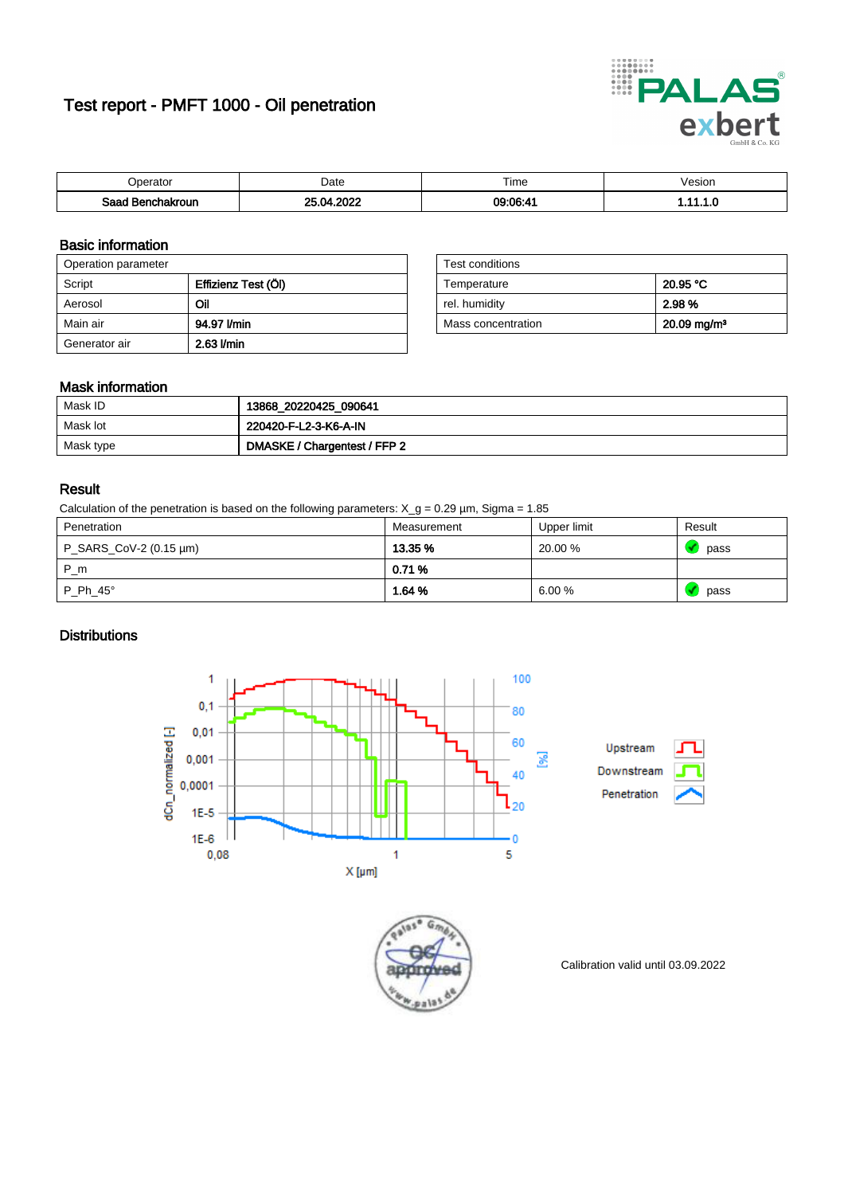# Test report - PMFT 1000 - Oil penetration

PALAS exbert GmbH & Co. KG

| Operator | Date | Time | Vesion |
|---|---|---|---|
| Saad Benchakroun | 25.04.2022 | 09:06:41 | 1.11.1.0 |

## Basic information

| Operation parameter | |
|---|---|
| Script | Effizienz Test (Öl) |
| Aerosol | Oil |
| Main air | 94.97 l/min |
| Generator air | 2.63 l/min |

| Test conditions | |
|---|---|
| Temperature | 20.95 °C |
| rel. humidity | 2.98 % |
| Mass concentration | 20.09 mg/m³ |

## Mask information

| | |
|---|---|
| Mask ID | 13868_20220425_090641 |
| Mask lot | 220420-F-L2-3-K6-A-IN |
| Mask type | DMASKE / Chargentest / FFP 2 |

## Result

Calculation of the penetration is based on the following parameters: X_g = 0.29 µm, Sigma = 1.85

| Penetration | Measurement | Upper limit | Result |
|---|---|---|---|
| P_SARS_CoV-2 (0.15 µm) | 13.35 % | 20.00 % | pass |
| P_m | 0.71 % | | |
| P_Ph_45° | 1.64 % | 6.00 % | pass |

## Distributions

dCn_normalized [-]
1
0,1
0,01
0,001
0,0001
1E-5
1E-6
0,08
1
5
X [µm]
[%]
100
80
60
40
20
0
Upstream
Downstream
Penetration

Palas® GmbH
QC approved
www.palas.de

Calibration valid until 03.09.2022